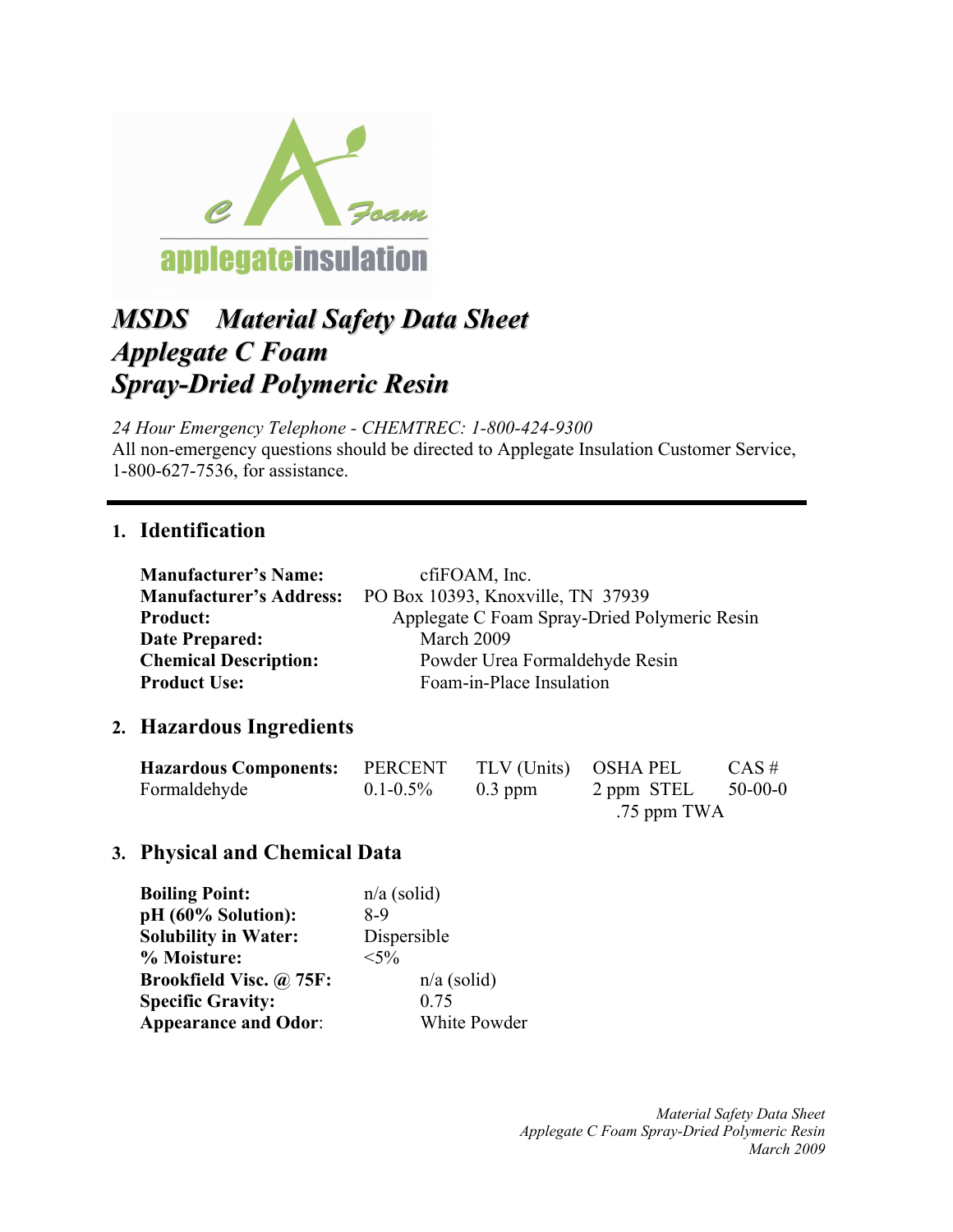applegateinsulation

# *MSDS Material Safety Data Sheet*
# *Applegate C Foam*
# *Spray-Dried Polymeric Resin*

*24 Hour Emergency Telephone - CHEMTREC: 1-800-424-9300*
All non-emergency questions should be directed to Applegate Insulation Customer Service, 1-800-627-7536, for assistance.

---

## 1. Identification

**Manufacturer's Name:** cfiFOAM, Inc.
**Manufacturer's Address:** PO Box 10393, Knoxville, TN 37939
**Product:** Applegate C Foam Spray-Dried Polymeric Resin
**Date Prepared:** March 2009
**Chemical Description:** Powder Urea Formaldehyde Resin
**Product Use:** Foam-in-Place Insulation

## 2. Hazardous Ingredients

| **Hazardous Components:** | PERCENT | TLV (Units) | OSHA PEL | CAS # |
|---|---|---|---|---|
| Formaldehyde | 0.1-0.5% | 0.3 ppm | 2 ppm STEL<br>.75 ppm TWA | 50-00-0 |

## 3. Physical and Chemical Data

**Boiling Point:** n/a (solid)
**pH (60% Solution):** 8-9
**Solubility in Water:** Dispersible
**% Moisture:** <5%
**Brookfield Visc. @ 75F:** n/a (solid)
**Specific Gravity:** 0.75
**Appearance and Odor**: White Powder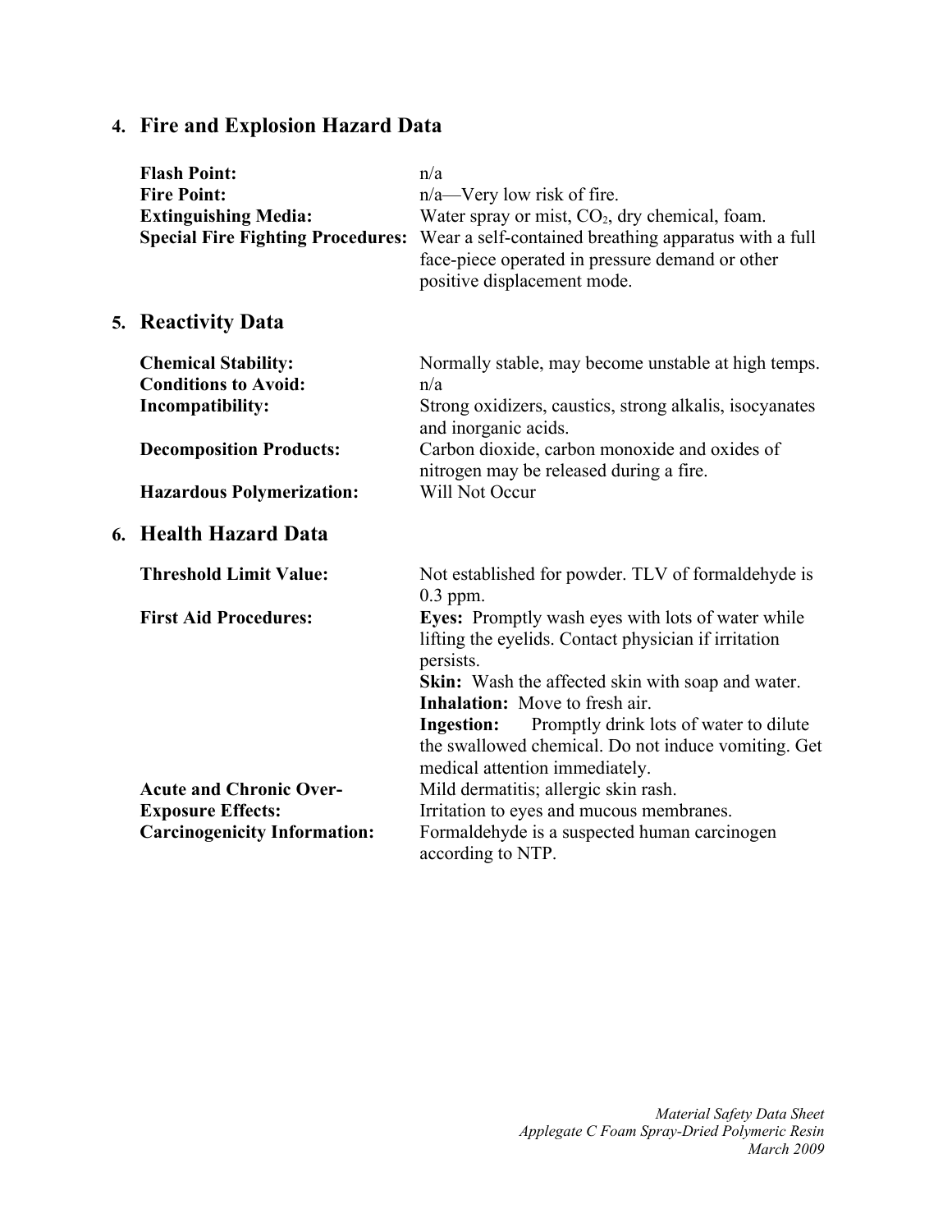## 4. Fire and Explosion Hazard Data

**Flash Point:** n/a

**Fire Point:** n/a—Very low risk of fire.

**Extinguishing Media:** Water spray or mist, $CO_2$, dry chemical, foam.

**Special Fire Fighting Procedures:** Wear a self-contained breathing apparatus with a full face-piece operated in pressure demand or other positive displacement mode.

## 5. Reactivity Data

**Chemical Stability:** Normally stable, may become unstable at high temps.

**Conditions to Avoid:** n/a

**Incompatibility:** Strong oxidizers, caustics, strong alkalis, isocyanates and inorganic acids.

**Decomposition Products:** Carbon dioxide, carbon monoxide and oxides of nitrogen may be released during a fire.

**Hazardous Polymerization:** Will Not Occur

## 6. Health Hazard Data

**Threshold Limit Value:** Not established for powder. TLV of formaldehyde is 0.3 ppm.

**First Aid Procedures:**

**Eyes:** Promptly wash eyes with lots of water while lifting the eyelids. Contact physician if irritation persists.

**Skin:** Wash the affected skin with soap and water.

**Inhalation:** Move to fresh air.

**Ingestion:** Promptly drink lots of water to dilute the swallowed chemical. Do not induce vomiting. Get medical attention immediately.

**Acute and Chronic Over-Exposure Effects:** Mild dermatitis; allergic skin rash. Irritation to eyes and mucous membranes.

**Carcinogenicity Information:** Formaldehyde is a suspected human carcinogen according to NTP.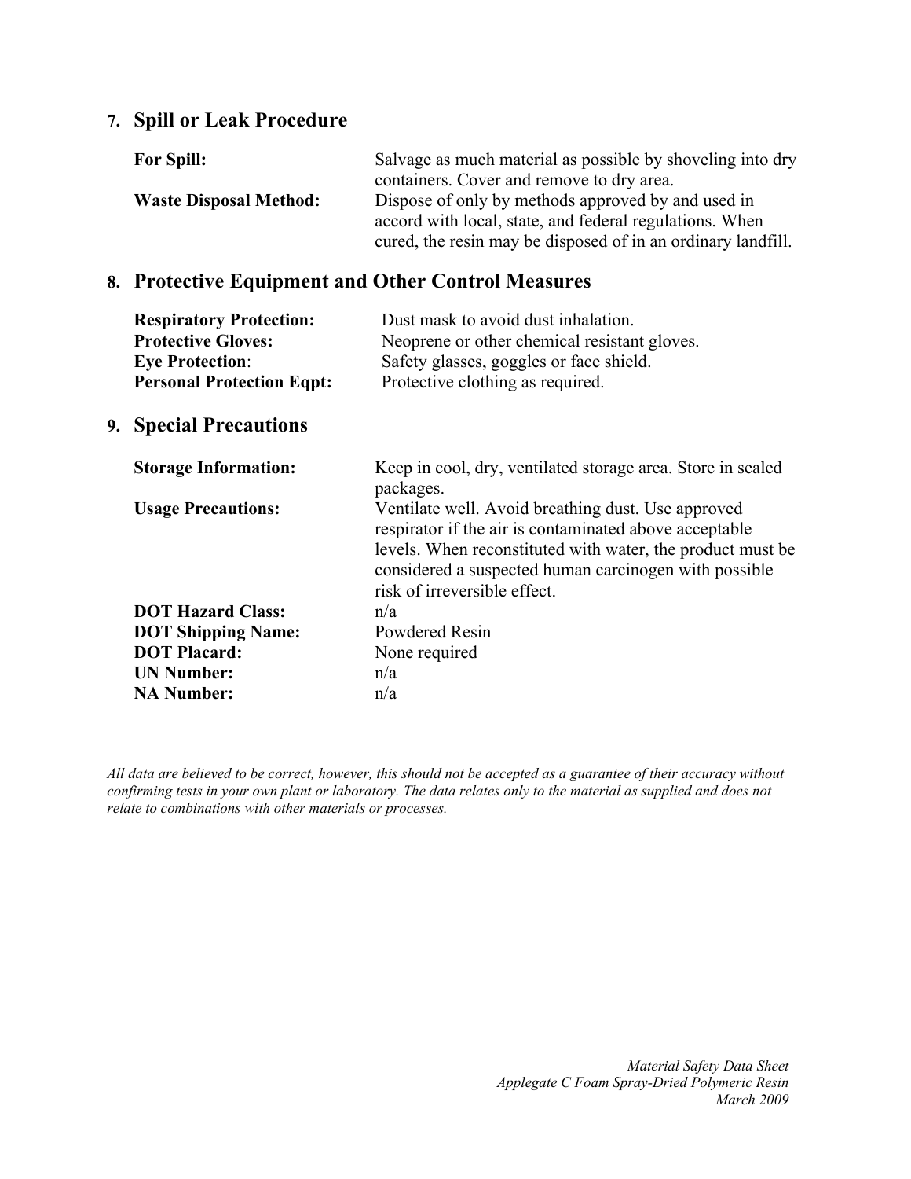## 7. Spill or Leak Procedure

| | |
|---|---|
| **For Spill:** | Salvage as much material as possible by shoveling into dry containers. Cover and remove to dry area. |
| **Waste Disposal Method:** | Dispose of only by methods approved by and used in accord with local, state, and federal regulations. When cured, the resin may be disposed of in an ordinary landfill. |

## 8. Protective Equipment and Other Control Measures

| | |
|---|---|
| **Respiratory Protection:** | Dust mask to avoid dust inhalation. |
| **Protective Gloves:** | Neoprene or other chemical resistant gloves. |
| **Eye Protection**: | Safety glasses, goggles or face shield. |
| **Personal Protection Eqpt:** | Protective clothing as required. |

## 9. Special Precautions

| | |
|---|---|
| **Storage Information:** | Keep in cool, dry, ventilated storage area. Store in sealed packages. |
| **Usage Precautions:** | Ventilate well. Avoid breathing dust. Use approved respirator if the air is contaminated above acceptable levels. When reconstituted with water, the product must be considered a suspected human carcinogen with possible risk of irreversible effect. |
| **DOT Hazard Class:** | n/a |
| **DOT Shipping Name:** | Powdered Resin |
| **DOT Placard:** | None required |
| **UN Number:** | n/a |
| **NA Number:** | n/a |

*All data are believed to be correct, however, this should not be accepted as a guarantee of their accuracy without confirming tests in your own plant or laboratory. The data relates only to the material as supplied and does not relate to combinations with other materials or processes.*